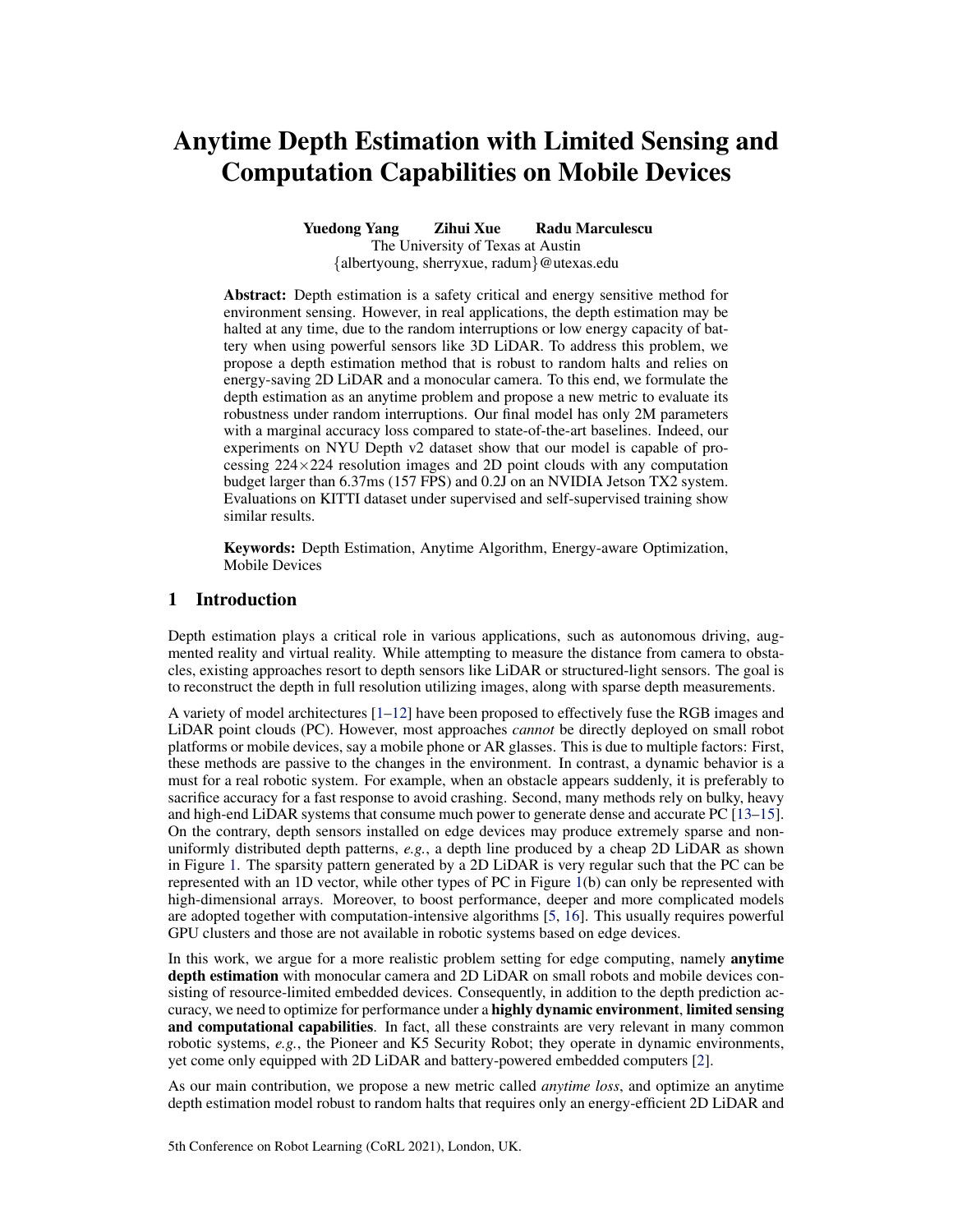# Anytime Depth Estimation with Limited Sensing and Computation Capabilities on Mobile Devices

**Yuedong Yang    Zihui Xue    Radu Marculescu**
The University of Texas at Austin
{albertyoung, sherryxue, radum}@utexas.edu

**Abstract:** Depth estimation is a safety critical and energy sensitive method for environment sensing. However, in real applications, the depth estimation may be halted at any time, due to the random interruptions or low energy capacity of battery when using powerful sensors like 3D LiDAR. To address this problem, we propose a depth estimation method that is robust to random halts and relies on energy-saving 2D LiDAR and a monocular camera. To this end, we formulate the depth estimation as an anytime problem and propose a new metric to evaluate its robustness under random interruptions. Our final model has only 2M parameters with a marginal accuracy loss compared to state-of-the-art baselines. Indeed, our experiments on NYU Depth v2 dataset show that our model is capable of processing 224×224 resolution images and 2D point clouds with any computation budget larger than 6.37ms (157 FPS) and 0.2J on an NVIDIA Jetson TX2 system. Evaluations on KITTI dataset under supervised and self-supervised training show similar results.

**Keywords:** Depth Estimation, Anytime Algorithm, Energy-aware Optimization, Mobile Devices

## 1 Introduction

Depth estimation plays a critical role in various applications, such as autonomous driving, augmented reality and virtual reality. While attempting to measure the distance from camera to obstacles, existing approaches resort to depth sensors like LiDAR or structured-light sensors. The goal is to reconstruct the depth in full resolution utilizing images, along with sparse depth measurements.

A variety of model architectures [1–12] have been proposed to effectively fuse the RGB images and LiDAR point clouds (PC). However, most approaches *cannot* be directly deployed on small robot platforms or mobile devices, say a mobile phone or AR glasses. This is due to multiple factors: First, these methods are passive to the changes in the environment. In contrast, a dynamic behavior is a must for a real robotic system. For example, when an obstacle appears suddenly, it is preferably to sacrifice accuracy for a fast response to avoid crashing. Second, many methods rely on bulky, heavy and high-end LiDAR systems that consume much power to generate dense and accurate PC [13–15]. On the contrary, depth sensors installed on edge devices may produce extremely sparse and non-uniformly distributed depth patterns, *e.g.*, a depth line produced by a cheap 2D LiDAR as shown in Figure 1. The sparsity pattern generated by a 2D LiDAR is very regular such that the PC can be represented with an 1D vector, while other types of PC in Figure 1(b) can only be represented with high-dimensional arrays. Moreover, to boost performance, deeper and more complicated models are adopted together with computation-intensive algorithms [5, 16]. This usually requires powerful GPU clusters and those are not available in robotic systems based on edge devices.

In this work, we argue for a more realistic problem setting for edge computing, namely **anytime depth estimation** with monocular camera and 2D LiDAR on small robots and mobile devices consisting of resource-limited embedded devices. Consequently, in addition to the depth prediction accuracy, we need to optimize for performance under a **highly dynamic environment**, **limited sensing and computational capabilities**. In fact, all these constraints are very relevant in many common robotic systems, *e.g.*, the Pioneer and K5 Security Robot; they operate in dynamic environments, yet come only equipped with 2D LiDAR and battery-powered embedded computers [2].

As our main contribution, we propose a new metric called *anytime loss*, and optimize an anytime depth estimation model robust to random halts that requires only an energy-efficient 2D LiDAR and

5th Conference on Robot Learning (CoRL 2021), London, UK.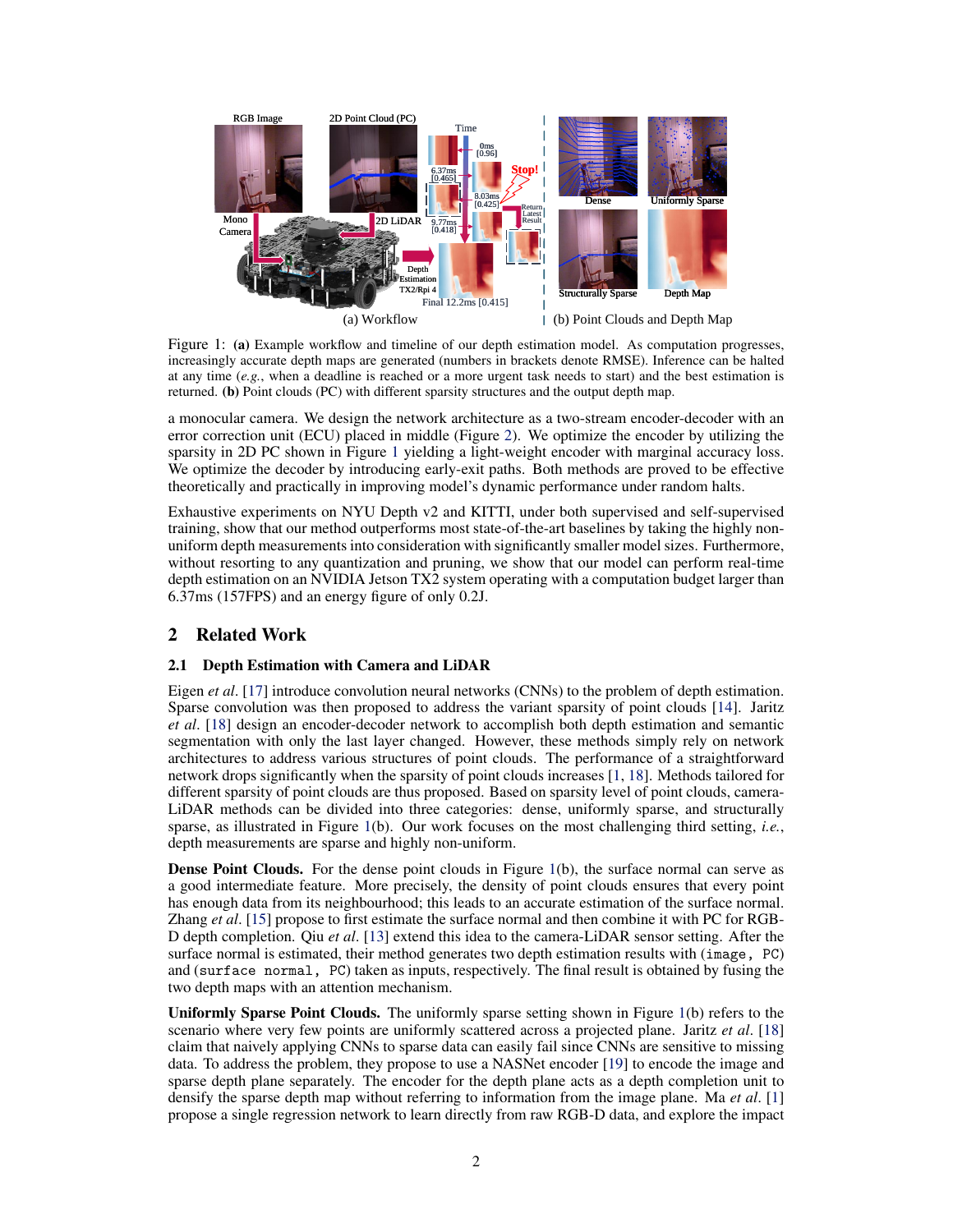Figure 1: **(a)** Example workflow and timeline of our depth estimation model. As computation progresses, increasingly accurate depth maps are generated (numbers in brackets denote RMSE). Inference can be halted at any time (*e.g.*, when a deadline is reached or a more urgent task needs to start) and the best estimation is returned. **(b)** Point clouds (PC) with different sparsity structures and the output depth map.

a monocular camera. We design the network architecture as a two-stream encoder-decoder with an error correction unit (ECU) placed in middle (Figure 2). We optimize the encoder by utilizing the sparsity in 2D PC shown in Figure 1 yielding a light-weight encoder with marginal accuracy loss. We optimize the decoder by introducing early-exit paths. Both methods are proved to be effective theoretically and practically in improving model's dynamic performance under random halts.

Exhaustive experiments on NYU Depth v2 and KITTI, under both supervised and self-supervised training, show that our method outperforms most state-of-the-art baselines by taking the highly non-uniform depth measurements into consideration with significantly smaller model sizes. Furthermore, without resorting to any quantization and pruning, we show that our model can perform real-time depth estimation on an NVIDIA Jetson TX2 system operating with a computation budget larger than 6.37ms (157FPS) and an energy figure of only 0.2J.

## 2 Related Work

### 2.1 Depth Estimation with Camera and LiDAR

Eigen *et al*. [17] introduce convolution neural networks (CNNs) to the problem of depth estimation. Sparse convolution was then proposed to address the variant sparsity of point clouds [14]. Jaritz *et al*. [18] design an encoder-decoder network to accomplish both depth estimation and semantic segmentation with only the last layer changed. However, these methods simply rely on network architectures to address various structures of point clouds. The performance of a straightforward network drops significantly when the sparsity of point clouds increases [1, 18]. Methods tailored for different sparsity of point clouds are thus proposed. Based on sparsity level of point clouds, camera-LiDAR methods can be divided into three categories: dense, uniformly sparse, and structurally sparse, as illustrated in Figure 1(b). Our work focuses on the most challenging third setting, *i.e.*, depth measurements are sparse and highly non-uniform.

**Dense Point Clouds.** For the dense point clouds in Figure 1(b), the surface normal can serve as a good intermediate feature. More precisely, the density of point clouds ensures that every point has enough data from its neighbourhood; this leads to an accurate estimation of the surface normal. Zhang *et al*. [15] propose to first estimate the surface normal and then combine it with PC for RGB-D depth completion. Qiu *et al*. [13] extend this idea to the camera-LiDAR sensor setting. After the surface normal is estimated, their method generates two depth estimation results with (`image, PC`) and (`surface normal, PC`) taken as inputs, respectively. The final result is obtained by fusing the two depth maps with an attention mechanism.

**Uniformly Sparse Point Clouds.** The uniformly sparse setting shown in Figure 1(b) refers to the scenario where very few points are uniformly scattered across a projected plane. Jaritz *et al*. [18] claim that naively applying CNNs to sparse data can easily fail since CNNs are sensitive to missing data. To address the problem, they propose to use a NASNet encoder [19] to encode the image and sparse depth plane separately. The encoder for the depth plane acts as a depth completion unit to densify the sparse depth map without referring to information from the image plane. Ma *et al*. [1] propose a single regression network to learn directly from raw RGB-D data, and explore the impact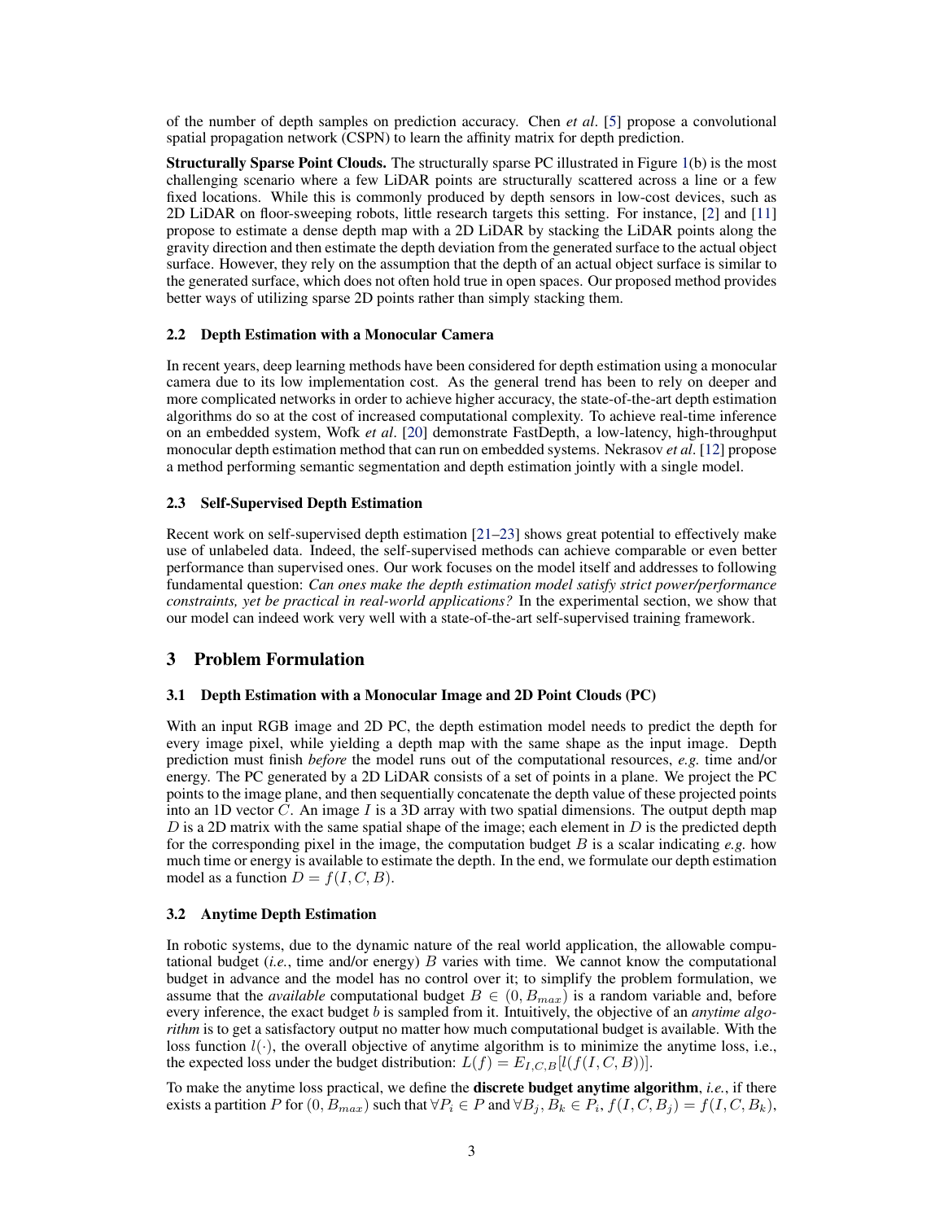of the number of depth samples on prediction accuracy. Chen *et al*. [5] propose a convolutional spatial propagation network (CSPN) to learn the affinity matrix for depth prediction.

**Structurally Sparse Point Clouds.** The structurally sparse PC illustrated in Figure 1(b) is the most challenging scenario where a few LiDAR points are structurally scattered across a line or a few fixed locations. While this is commonly produced by depth sensors in low-cost devices, such as 2D LiDAR on floor-sweeping robots, little research targets this setting. For instance, [2] and [11] propose to estimate a dense depth map with a 2D LiDAR by stacking the LiDAR points along the gravity direction and then estimate the depth deviation from the generated surface to the actual object surface. However, they rely on the assumption that the depth of an actual object surface is similar to the generated surface, which does not often hold true in open spaces. Our proposed method provides better ways of utilizing sparse 2D points rather than simply stacking them.

### 2.2 Depth Estimation with a Monocular Camera

In recent years, deep learning methods have been considered for depth estimation using a monocular camera due to its low implementation cost. As the general trend has been to rely on deeper and more complicated networks in order to achieve higher accuracy, the state-of-the-art depth estimation algorithms do so at the cost of increased computational complexity. To achieve real-time inference on an embedded system, Wofk *et al*. [20] demonstrate FastDepth, a low-latency, high-throughput monocular depth estimation method that can run on embedded systems. Nekrasov *et al*. [12] propose a method performing semantic segmentation and depth estimation jointly with a single model.

### 2.3 Self-Supervised Depth Estimation

Recent work on self-supervised depth estimation [21–23] shows great potential to effectively make use of unlabeled data. Indeed, the self-supervised methods can achieve comparable or even better performance than supervised ones. Our work focuses on the model itself and addresses to following fundamental question: *Can ones make the depth estimation model satisfy strict power/performance constraints, yet be practical in real-world applications?* In the experimental section, we show that our model can indeed work very well with a state-of-the-art self-supervised training framework.

## 3 Problem Formulation

### 3.1 Depth Estimation with a Monocular Image and 2D Point Clouds (PC)

With an input RGB image and 2D PC, the depth estimation model needs to predict the depth for every image pixel, while yielding a depth map with the same shape as the input image. Depth prediction must finish *before* the model runs out of the computational resources, *e.g.* time and/or energy. The PC generated by a 2D LiDAR consists of a set of points in a plane. We project the PC points to the image plane, and then sequentially concatenate the depth value of these projected points into an 1D vector $C$. An image $I$ is a 3D array with two spatial dimensions. The output depth map $D$ is a 2D matrix with the same spatial shape of the image; each element in $D$ is the predicted depth for the corresponding pixel in the image, the computation budget $B$ is a scalar indicating *e.g.* how much time or energy is available to estimate the depth. In the end, we formulate our depth estimation model as a function $D = f(I, C, B)$.

### 3.2 Anytime Depth Estimation

In robotic systems, due to the dynamic nature of the real world application, the allowable computational budget (*i.e.*, time and/or energy) $B$ varies with time. We cannot know the computational budget in advance and the model has no control over it; to simplify the problem formulation, we assume that the *available* computational budget $B \in (0, B_{max})$ is a random variable and, before every inference, the exact budget $b$ is sampled from it. Intuitively, the objective of an *anytime algorithm* is to get a satisfactory output no matter how much computational budget is available. With the loss function $l(\cdot)$, the overall objective of anytime algorithm is to minimize the anytime loss, i.e., the expected loss under the budget distribution: $L(f) = E_{I,C,B}[l(f(I, C, B))]$.

To make the anytime loss practical, we define the **discrete budget anytime algorithm**, *i.e.*, if there exists a partition $P$ for $(0, B_{max})$ such that $\forall P_i \in P$ and $\forall B_j, B_k \in P_i$, $f(I, C, B_j) = f(I, C, B_k)$,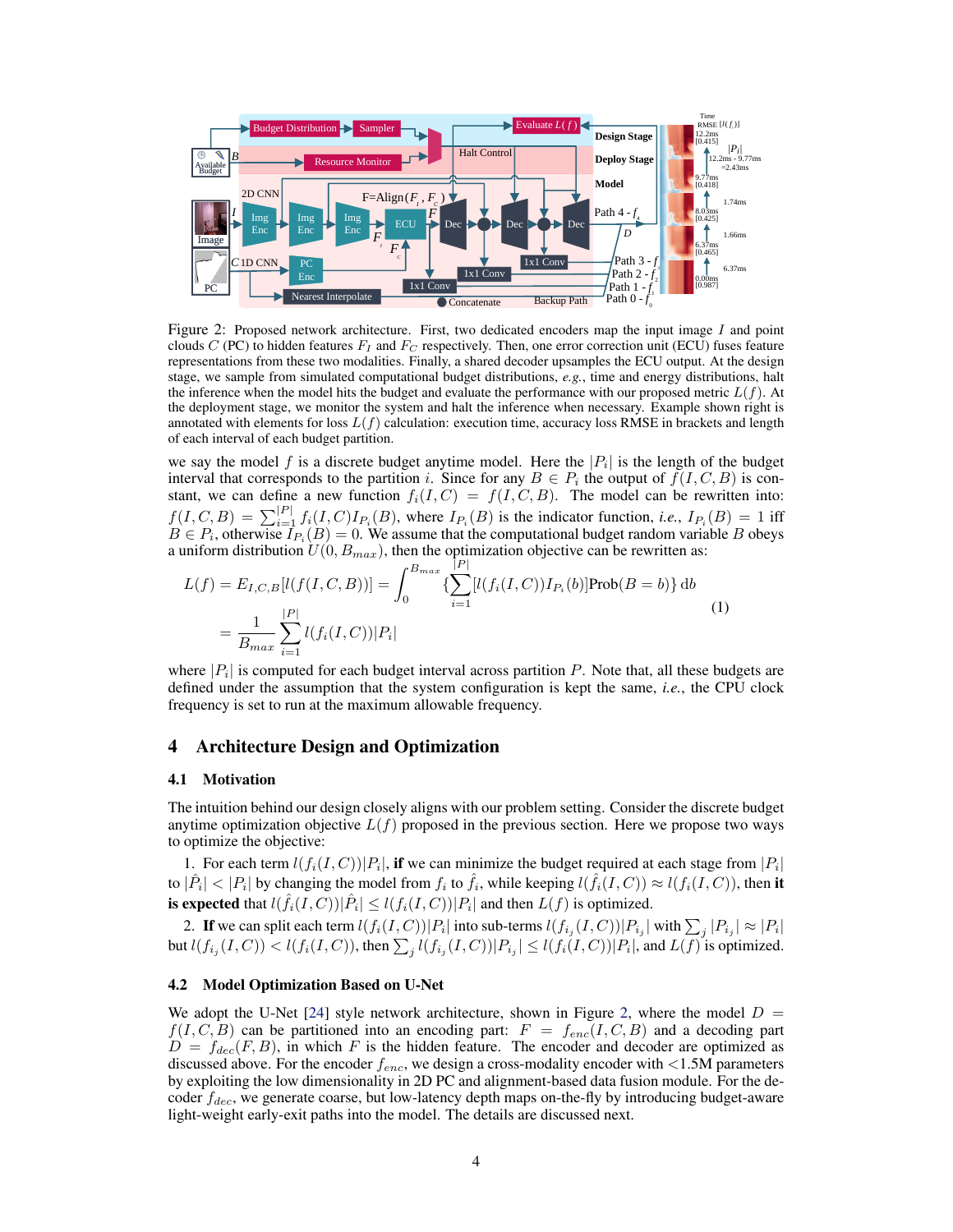Figure 2: Proposed network architecture. First, two dedicated encoders map the input image $I$ and point clouds $C$ (PC) to hidden features $F_I$ and $F_C$ respectively. Then, one error correction unit (ECU) fuses feature representations from these two modalities. Finally, a shared decoder upsamples the ECU output. At the design stage, we sample from simulated computational budget distributions, *e.g.*, time and energy distributions, halt the inference when the model hits the budget and evaluate the performance with our proposed metric $L(f)$. At the deployment stage, we monitor the system and halt the inference when necessary. Example shown right is annotated with elements for loss $L(f)$ calculation: execution time, accuracy loss RMSE in brackets and length of each interval of each budget partition.

we say the model $f$ is a discrete budget anytime model. Here the $|P_i|$ is the length of the budget interval that corresponds to the partition $i$. Since for any $B \in P_i$ the output of $f(I, C, B)$ is constant, we can define a new function $f_i(I, C) = f(I, C, B)$. The model can be rewritten into: $f(I, C, B) = \sum_{i=1}^{|P|} f_i(I, C) I_{P_i}(B)$, where $I_{P_i}(B)$ is the indicator function, *i.e.*, $I_{P_i}(B) = 1$ iff $B \in P_i$, otherwise $I_{P_i}(B) = 0$. We assume that the computational budget random variable $B$ obeys a uniform distribution $U(0, B_{max})$, then the optimization objective can be rewritten as:

$$
\begin{aligned}
L(f) &= E_{I,C,B}[l(f(I,C,B))] = \int_0^{B_{max}} \{\sum_{i=1}^{|P|} [l(f_i(I,C)) I_{P_i}(b)] \text{Prob}(B=b)\} \, \text{d}b \\
&= \frac{1}{B_{max}} \sum_{i=1}^{|P|} l(f_i(I,C)) |P_i|
\end{aligned}
\tag{1}
$$

where $|P_i|$ is computed for each budget interval across partition $P$. Note that, all these budgets are defined under the assumption that the system configuration is kept the same, *i.e.*, the CPU clock frequency is set to run at the maximum allowable frequency.

# 4 Architecture Design and Optimization

## 4.1 Motivation

The intuition behind our design closely aligns with our problem setting. Consider the discrete budget anytime optimization objective $L(f)$ proposed in the previous section. Here we propose two ways to optimize the objective:

1. For each term $l(f_i(I, C))|P_i|$, **if** we can minimize the budget required at each stage from $|P_i|$ to $|\hat{P}_i| < |P_i|$ by changing the model from $f_i$ to $\hat{f}_i$, while keeping $l(\hat{f}_i(I, C)) \approx l(f_i(I, C))$, then **it is expected** that $l(\hat{f}_i(I, C))|\hat{P}_i| \leq l(f_i(I, C))|P_i|$ and then $L(f)$ is optimized.

2. **If** we can split each term $l(f_i(I, C))|P_i|$ into sub-terms $l(f_{i_j}(I, C))|P_{i_j}|$ with $\sum_j |P_{i_j}| \approx |P_i|$ but $l(f_{i_j}(I, C)) < l(f_i(I, C))$, then $\sum_j l(f_{i_j}(I, C))|P_{i_j}| \leq l(f_i(I, C))|P_i|$, and $L(f)$ is optimized.

## 4.2 Model Optimization Based on U-Net

We adopt the U-Net [24] style network architecture, shown in Figure 2, where the model $D = f(I, C, B)$ can be partitioned into an encoding part: $F = f_{enc}(I, C, B)$ and a decoding part $D = f_{dec}(F, B)$, in which $F$ is the hidden feature. The encoder and decoder are optimized as discussed above. For the encoder $f_{enc}$, we design a cross-modality encoder with <1.5M parameters by exploiting the low dimensionality in 2D PC and alignment-based data fusion module. For the decoder $f_{dec}$, we generate coarse, but low-latency depth maps on-the-fly by introducing budget-aware light-weight early-exit paths into the model. The details are discussed next.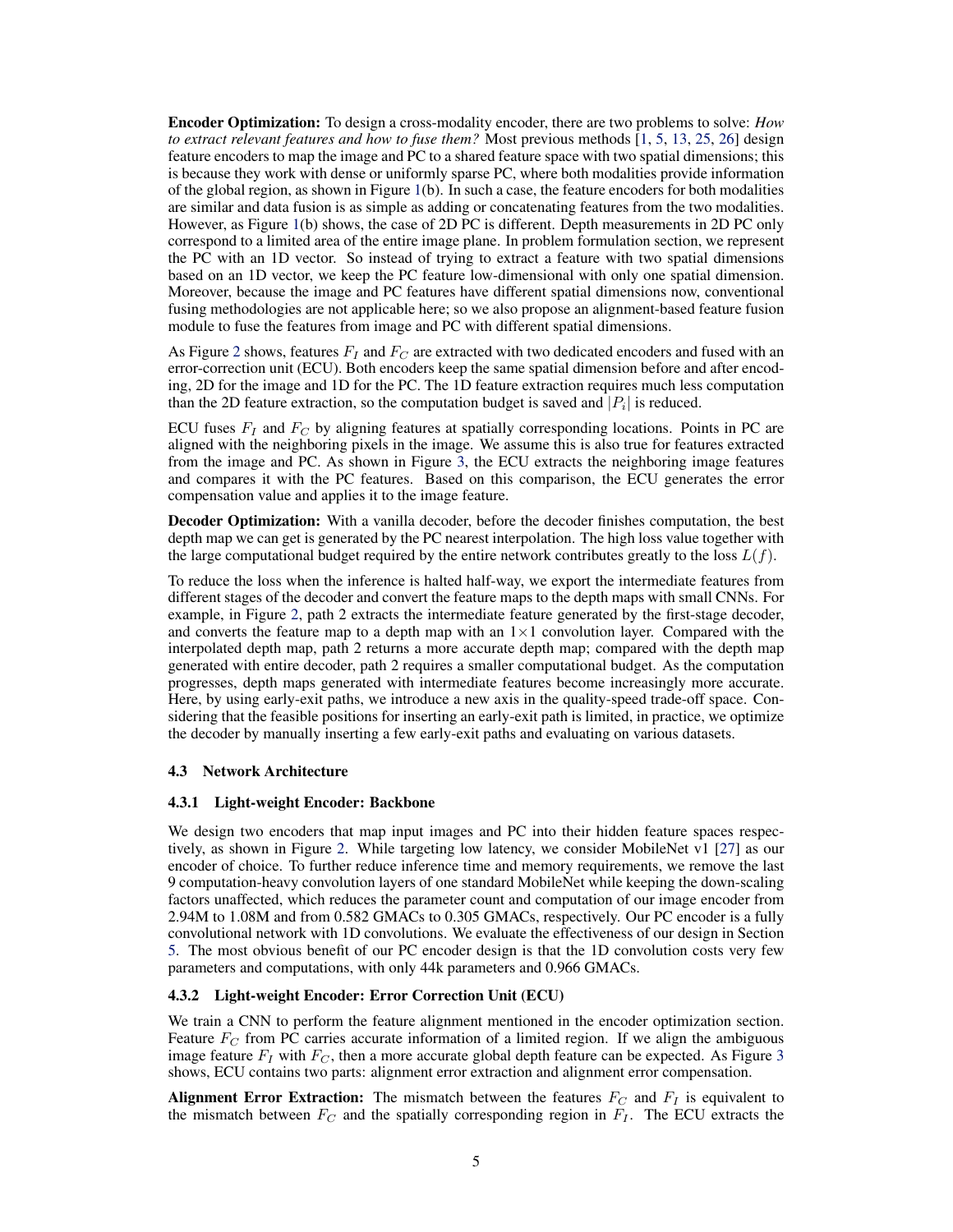**Encoder Optimization:** To design a cross-modality encoder, there are two problems to solve: *How to extract relevant features and how to fuse them?* Most previous methods [1, 5, 13, 25, 26] design feature encoders to map the image and PC to a shared feature space with two spatial dimensions; this is because they work with dense or uniformly sparse PC, where both modalities provide information of the global region, as shown in Figure 1(b). In such a case, the feature encoders for both modalities are similar and data fusion is as simple as adding or concatenating features from the two modalities. However, as Figure 1(b) shows, the case of 2D PC is different. Depth measurements in 2D PC only correspond to a limited area of the entire image plane. In problem formulation section, we represent the PC with an 1D vector. So instead of trying to extract a feature with two spatial dimensions based on an 1D vector, we keep the PC feature low-dimensional with only one spatial dimension. Moreover, because the image and PC features have different spatial dimensions now, conventional fusing methodologies are not applicable here; so we also propose an alignment-based feature fusion module to fuse the features from image and PC with different spatial dimensions.

As Figure 2 shows, features $F_I$ and $F_C$ are extracted with two dedicated encoders and fused with an error-correction unit (ECU). Both encoders keep the same spatial dimension before and after encoding, 2D for the image and 1D for the PC. The 1D feature extraction requires much less computation than the 2D feature extraction, so the computation budget is saved and $|P_i|$ is reduced.

ECU fuses $F_I$ and $F_C$ by aligning features at spatially corresponding locations. Points in PC are aligned with the neighboring pixels in the image. We assume this is also true for features extracted from the image and PC. As shown in Figure 3, the ECU extracts the neighboring image features and compares it with the PC features. Based on this comparison, the ECU generates the error compensation value and applies it to the image feature.

**Decoder Optimization:** With a vanilla decoder, before the decoder finishes computation, the best depth map we can get is generated by the PC nearest interpolation. The high loss value together with the large computational budget required by the entire network contributes greatly to the loss $L(f)$.

To reduce the loss when the inference is halted half-way, we export the intermediate features from different stages of the decoder and convert the feature maps to the depth maps with small CNNs. For example, in Figure 2, path 2 extracts the intermediate feature generated by the first-stage decoder, and converts the feature map to a depth map with an $1\times1$ convolution layer. Compared with the interpolated depth map, path 2 returns a more accurate depth map; compared with the depth map generated with entire decoder, path 2 requires a smaller computational budget. As the computation progresses, depth maps generated with intermediate features become increasingly more accurate. Here, by using early-exit paths, we introduce a new axis in the quality-speed trade-off space. Considering that the feasible positions for inserting an early-exit path is limited, in practice, we optimize the decoder by manually inserting a few early-exit paths and evaluating on various datasets.

### 4.3 Network Architecture

#### 4.3.1 Light-weight Encoder: Backbone

We design two encoders that map input images and PC into their hidden feature spaces respectively, as shown in Figure 2. While targeting low latency, we consider MobileNet v1 [27] as our encoder of choice. To further reduce inference time and memory requirements, we remove the last 9 computation-heavy convolution layers of one standard MobileNet while keeping the down-scaling factors unaffected, which reduces the parameter count and computation of our image encoder from 2.94M to 1.08M and from 0.582 GMACs to 0.305 GMACs, respectively. Our PC encoder is a fully convolutional network with 1D convolutions. We evaluate the effectiveness of our design in Section 5. The most obvious benefit of our PC encoder design is that the 1D convolution costs very few parameters and computations, with only 44k parameters and 0.966 GMACs.

#### 4.3.2 Light-weight Encoder: Error Correction Unit (ECU)

We train a CNN to perform the feature alignment mentioned in the encoder optimization section. Feature $F_C$ from PC carries accurate information of a limited region. If we align the ambiguous image feature $F_I$ with $F_C$, then a more accurate global depth feature can be expected. As Figure 3 shows, ECU contains two parts: alignment error extraction and alignment error compensation.

**Alignment Error Extraction:** The mismatch between the features $F_C$ and $F_I$ is equivalent to the mismatch between $F_C$ and the spatially corresponding region in $F_I$. The ECU extracts the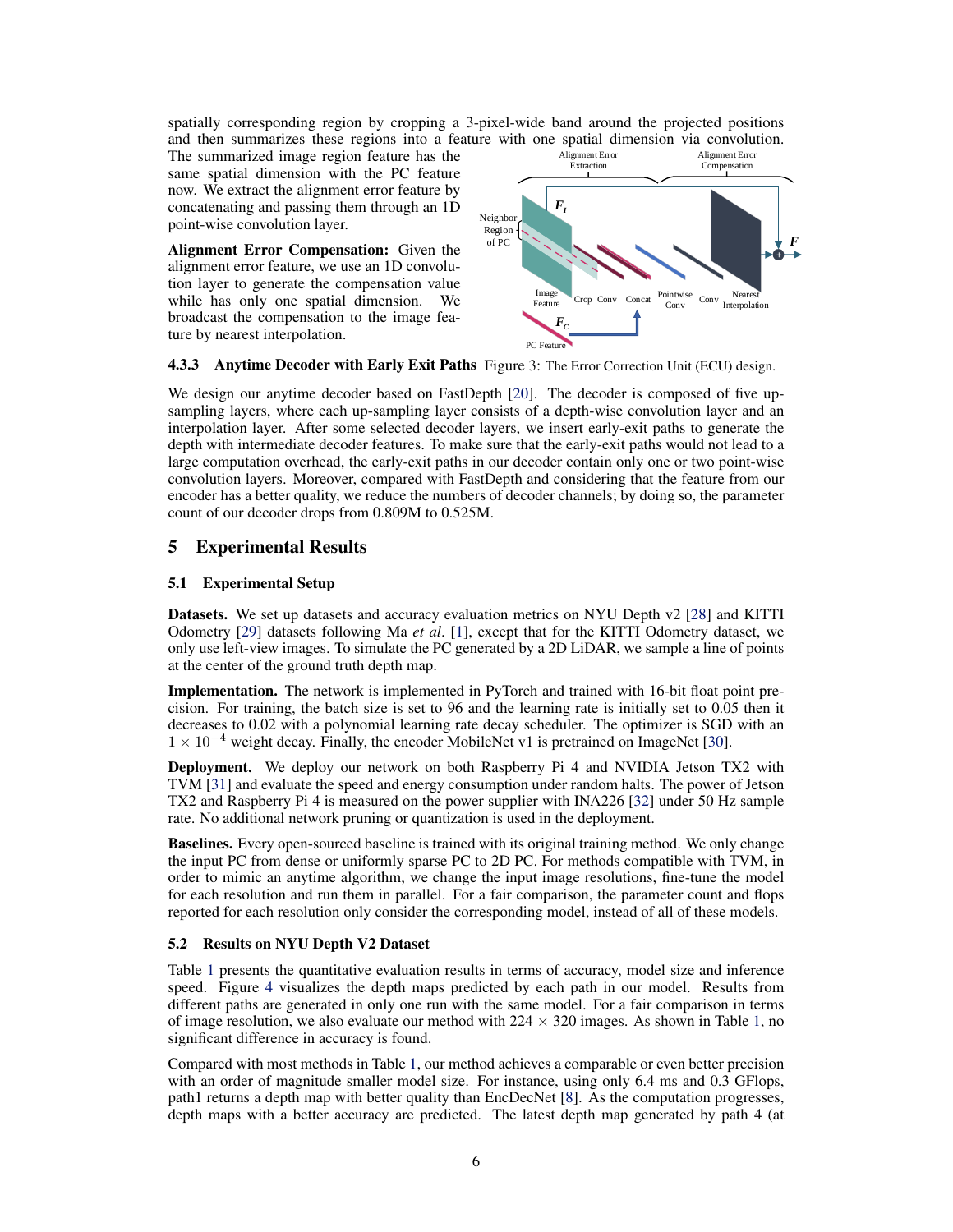spatially corresponding region by cropping a 3-pixel-wide band around the projected positions and then summarizes these regions into a feature with one spatial dimension via convolution. The summarized image region feature has the same spatial dimension with the PC feature now. We extract the alignment error feature by concatenating and passing them through an 1D point-wise convolution layer.

**Alignment Error Compensation:** Given the alignment error feature, we use an 1D convolution layer to generate the compensation value while has only one spatial dimension. We broadcast the compensation to the image feature by nearest interpolation.

Figure 3: The Error Correction Unit (ECU) design.

### 4.3.3 Anytime Decoder with Early Exit Paths

We design our anytime decoder based on FastDepth [20]. The decoder is composed of five upsampling layers, where each up-sampling layer consists of a depth-wise convolution layer and an interpolation layer. After some selected decoder layers, we insert early-exit paths to generate the depth with intermediate decoder features. To make sure that the early-exit paths would not lead to a large computation overhead, the early-exit paths in our decoder contain only one or two point-wise convolution layers. Moreover, compared with FastDepth and considering that the feature from our encoder has a better quality, we reduce the numbers of decoder channels; by doing so, the parameter count of our decoder drops from 0.809M to 0.525M.

## 5 Experimental Results

### 5.1 Experimental Setup

**Datasets.** We set up datasets and accuracy evaluation metrics on NYU Depth v2 [28] and KITTI Odometry [29] datasets following Ma *et al*. [1], except that for the KITTI Odometry dataset, we only use left-view images. To simulate the PC generated by a 2D LiDAR, we sample a line of points at the center of the ground truth depth map.

**Implementation.** The network is implemented in PyTorch and trained with 16-bit float point precision. For training, the batch size is set to 96 and the learning rate is initially set to 0.05 then it decreases to 0.02 with a polynomial learning rate decay scheduler. The optimizer is SGD with an $1 \times 10^{-4}$ weight decay. Finally, the encoder MobileNet v1 is pretrained on ImageNet [30].

**Deployment.** We deploy our network on both Raspberry Pi 4 and NVIDIA Jetson TX2 with TVM [31] and evaluate the speed and energy consumption under random halts. The power of Jetson TX2 and Raspberry Pi 4 is measured on the power supplier with INA226 [32] under 50 Hz sample rate. No additional network pruning or quantization is used in the deployment.

**Baselines.** Every open-sourced baseline is trained with its original training method. We only change the input PC from dense or uniformly sparse PC to 2D PC. For methods compatible with TVM, in order to mimic an anytime algorithm, we change the input image resolutions, fine-tune the model for each resolution and run them in parallel. For a fair comparison, the parameter count and flops reported for each resolution only consider the corresponding model, instead of all of these models.

### 5.2 Results on NYU Depth V2 Dataset

Table 1 presents the quantitative evaluation results in terms of accuracy, model size and inference speed. Figure 4 visualizes the depth maps predicted by each path in our model. Results from different paths are generated in only one run with the same model. For a fair comparison in terms of image resolution, we also evaluate our method with $224 \times 320$ images. As shown in Table 1, no significant difference in accuracy is found.

Compared with most methods in Table 1, our method achieves a comparable or even better precision with an order of magnitude smaller model size. For instance, using only 6.4 ms and 0.3 GFlops, path1 returns a depth map with better quality than EncDecNet [8]. As the computation progresses, depth maps with a better accuracy are predicted. The latest depth map generated by path 4 (at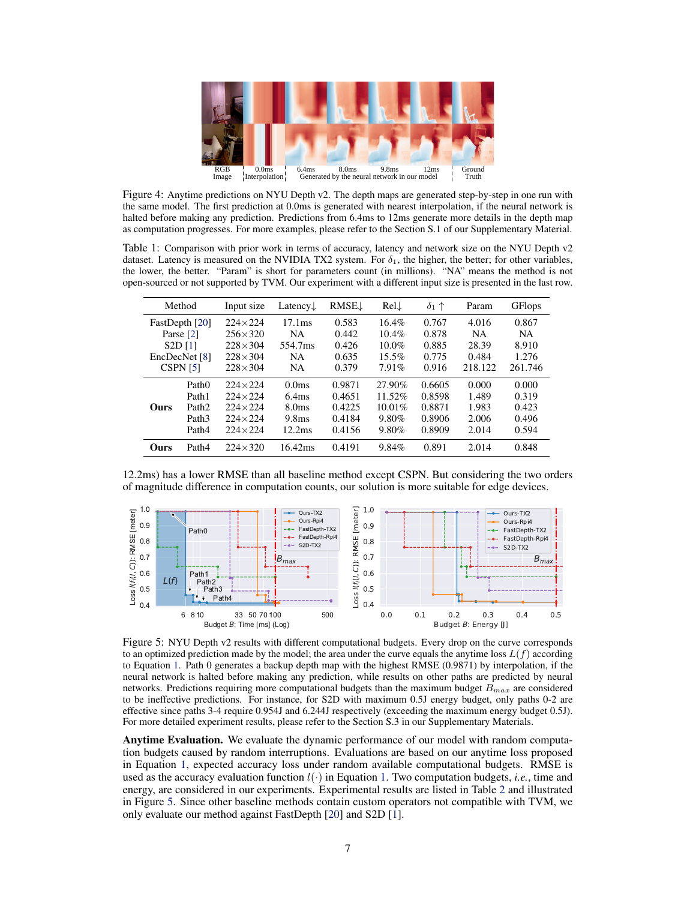Figure 4: Anytime predictions on NYU Depth v2. The depth maps are generated step-by-step in one run with the same model. The first prediction at 0.0ms is generated with nearest interpolation, if the neural network is halted before making any prediction. Predictions from 6.4ms to 12ms generate more details in the depth map as computation progresses. For more examples, please refer to the Section S.1 of our Supplementary Material.

Table 1: Comparison with prior work in terms of accuracy, latency and network size on the NYU Depth v2 dataset. Latency is measured on the NVIDIA TX2 system. For $\delta_1$, the higher, the better; for other variables, the lower, the better. "Param" is short for parameters count (in millions). "NA" means the method is not open-sourced or not supported by TVM. Our experiment with a different input size is presented in the last row.

| Method | | Input size | Latency↓ | RMSE↓ | Rel↓ | $\delta_1$ ↑ | Param | GFlops |
|---|---|---|---|---|---|---|---|---|
| FastDepth [20] | | 224×224 | 17.1ms | 0.583 | 16.4% | 0.767 | 4.016 | 0.867 |
| Parse [2] | | 256×320 | NA | 0.442 | 10.4% | 0.878 | NA | NA |
| S2D [1] | | 228×304 | 554.7ms | 0.426 | 10.0% | 0.885 | 28.39 | 8.910 |
| EncDecNet [8] | | 228×304 | NA | 0.635 | 15.5% | 0.775 | 0.484 | 1.276 |
| CSPN [5] | | 228×304 | NA | 0.379 | 7.91% | 0.916 | 218.122 | 261.746 |
| **Ours** | Path0 | 224×224 | 0.0ms | 0.9871 | 27.90% | 0.6605 | 0.000 | 0.000 |
| | Path1 | 224×224 | 6.4ms | 0.4651 | 11.52% | 0.8598 | 1.489 | 0.319 |
| | Path2 | 224×224 | 8.0ms | 0.4225 | 10.01% | 0.8871 | 1.983 | 0.423 |
| | Path3 | 224×224 | 9.8ms | 0.4184 | 9.80% | 0.8906 | 2.006 | 0.496 |
| | Path4 | 224×224 | 12.2ms | 0.4156 | 9.80% | 0.8909 | 2.014 | 0.594 |
| **Ours** | Path4 | 224×320 | 16.42ms | 0.4191 | 9.84% | 0.891 | 2.014 | 0.848 |

12.2ms) has a lower RMSE than all baseline method except CSPN. But considering the two orders of magnitude difference in computation counts, our solution is more suitable for edge devices.

Figure 5: NYU Depth v2 results with different computational budgets. Every drop on the curve corresponds to an optimized prediction made by the model; the area under the curve equals the anytime loss $L(f)$ according to Equation 1. Path 0 generates a backup depth map with the highest RMSE (0.9871) by interpolation, if the neural network is halted before making any prediction, while results on other paths are predicted by neural networks. Predictions requiring more computational budgets than the maximum budget $B_{max}$ are considered to be ineffective predictions. For instance, for S2D with maximum 0.5J energy budget, only paths 0-2 are effective since paths 3-4 require 0.954J and 6.244J respectively (exceeding the maximum energy budget 0.5J). For more detailed experiment results, please refer to the Section S.3 in our Supplementary Materials.

**Anytime Evaluation.** We evaluate the dynamic performance of our model with random computation budgets caused by random interruptions. Evaluations are based on our anytime loss proposed in Equation 1, expected accuracy loss under random available computational budgets. RMSE is used as the accuracy evaluation function $l(\cdot)$ in Equation 1. Two computation budgets, *i.e.*, time and energy, are considered in our experiments. Experimental results are listed in Table 2 and illustrated in Figure 5. Since other baseline methods contain custom operators not compatible with TVM, we only evaluate our method against FastDepth [20] and S2D [1].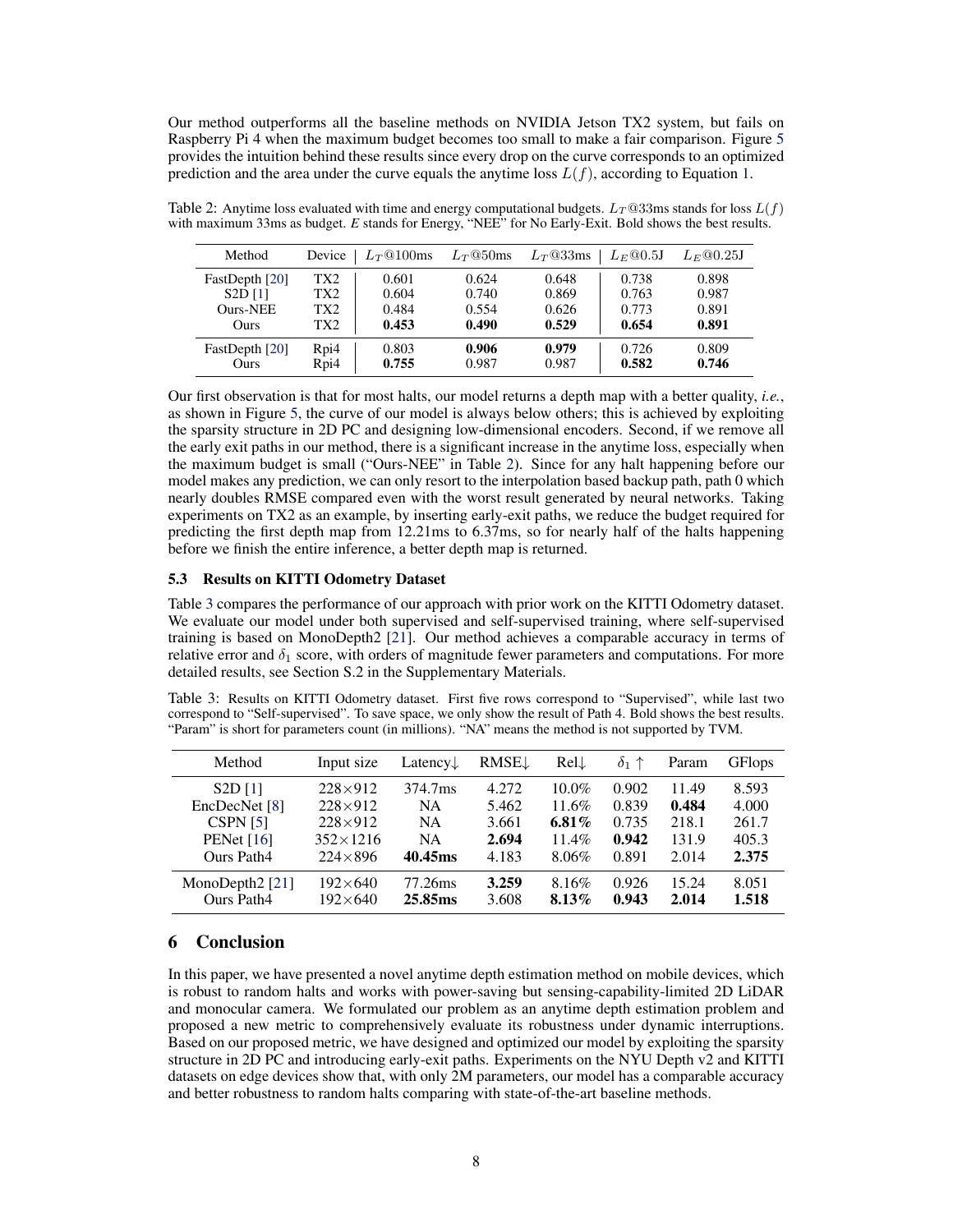Our method outperforms all the baseline methods on NVIDIA Jetson TX2 system, but fails on Raspberry Pi 4 when the maximum budget becomes too small to make a fair comparison. Figure 5 provides the intuition behind these results since every drop on the curve corresponds to an optimized prediction and the area under the curve equals the anytime loss $L(f)$, according to Equation 1.

Table 2: Anytime loss evaluated with time and energy computational budgets. $L_T$@33ms stands for loss $L(f)$ with maximum 33ms as budget. $E$ stands for Energy, "NEE" for No Early-Exit. Bold shows the best results.

| Method | Device | $L_T$@100ms | $L_T$@50ms | $L_T$@33ms | $L_E$@0.5J | $L_E$@0.25J |
|---|---|---|---|---|---|---|
| FastDepth [20] | TX2 | 0.601 | 0.624 | 0.648 | 0.738 | 0.898 |
| S2D [1] | TX2 | 0.604 | 0.740 | 0.869 | 0.763 | 0.987 |
| Ours-NEE | TX2 | 0.484 | 0.554 | 0.626 | 0.773 | 0.891 |
| Ours | TX2 | **0.453** | **0.490** | **0.529** | **0.654** | **0.891** |
| FastDepth [20] | Rpi4 | 0.803 | **0.906** | **0.979** | 0.726 | 0.809 |
| Ours | Rpi4 | **0.755** | 0.987 | 0.987 | **0.582** | **0.746** |

Our first observation is that for most halts, our model returns a depth map with a better quality, *i.e.*, as shown in Figure 5, the curve of our model is always below others; this is achieved by exploiting the sparsity structure in 2D PC and designing low-dimensional encoders. Second, if we remove all the early exit paths in our method, there is a significant increase in the anytime loss, especially when the maximum budget is small ("Ours-NEE" in Table 2). Since for any halt happening before our model makes any prediction, we can only resort to the interpolation based backup path, path 0 which nearly doubles RMSE compared even with the worst result generated by neural networks. Taking experiments on TX2 as an example, by inserting early-exit paths, we reduce the budget required for predicting the first depth map from 12.21ms to 6.37ms, so for nearly half of the halts happening before we finish the entire inference, a better depth map is returned.

### 5.3 Results on KITTI Odometry Dataset

Table 3 compares the performance of our approach with prior work on the KITTI Odometry dataset. We evaluate our model under both supervised and self-supervised training, where self-supervised training is based on MonoDepth2 [21]. Our method achieves a comparable accuracy in terms of relative error and $\delta_1$ score, with orders of magnitude fewer parameters and computations. For more detailed results, see Section S.2 in the Supplementary Materials.

Table 3: Results on KITTI Odometry dataset. First five rows correspond to "Supervised", while last two correspond to "Self-supervised". To save space, we only show the result of Path 4. Bold shows the best results. "Param" is short for parameters count (in millions). "NA" means the method is not supported by TVM.

| Method | Input size | Latency↓ | RMSE↓ | Rel↓ | $\delta_1$ ↑ | Param | GFlops |
|---|---|---|---|---|---|---|---|
| S2D [1] | 228×912 | 374.7ms | 4.272 | 10.0% | 0.902 | 11.49 | 8.593 |
| EncDecNet [8] | 228×912 | NA | 5.462 | 11.6% | 0.839 | **0.484** | 4.000 |
| CSPN [5] | 228×912 | NA | 3.661 | **6.81%** | 0.735 | 218.1 | 261.7 |
| PENet [16] | 352×1216 | NA | **2.694** | 11.4% | **0.942** | 131.9 | 405.3 |
| Ours Path4 | 224×896 | **40.45ms** | 4.183 | 8.06% | 0.891 | 2.014 | **2.375** |
| MonoDepth2 [21] | 192×640 | 77.26ms | **3.259** | 8.16% | 0.926 | 15.24 | 8.051 |
| Ours Path4 | 192×640 | **25.85ms** | 3.608 | **8.13%** | **0.943** | **2.014** | **1.518** |

## 6 Conclusion

In this paper, we have presented a novel anytime depth estimation method on mobile devices, which is robust to random halts and works with power-saving but sensing-capability-limited 2D LiDAR and monocular camera. We formulated our problem as an anytime depth estimation problem and proposed a new metric to comprehensively evaluate its robustness under dynamic interruptions. Based on our proposed metric, we have designed and optimized our model by exploiting the sparsity structure in 2D PC and introducing early-exit paths. Experiments on the NYU Depth v2 and KITTI datasets on edge devices show that, with only 2M parameters, our model has a comparable accuracy and better robustness to random halts comparing with state-of-the-art baseline methods.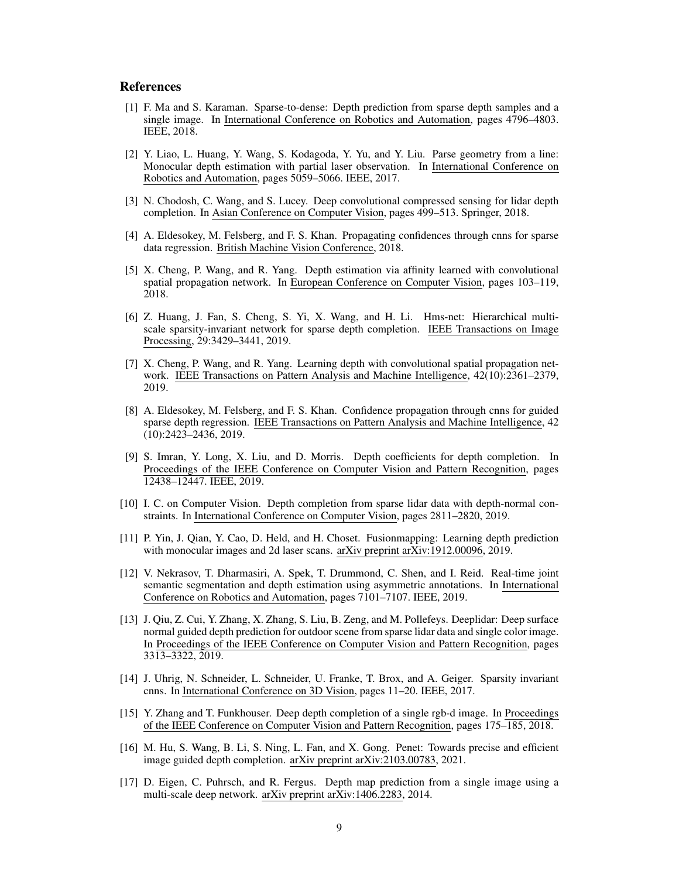## References

[1] F. Ma and S. Karaman. Sparse-to-dense: Depth prediction from sparse depth samples and a single image. In International Conference on Robotics and Automation, pages 4796–4803. IEEE, 2018.

[2] Y. Liao, L. Huang, Y. Wang, S. Kodagoda, Y. Yu, and Y. Liu. Parse geometry from a line: Monocular depth estimation with partial laser observation. In International Conference on Robotics and Automation, pages 5059–5066. IEEE, 2017.

[3] N. Chodosh, C. Wang, and S. Lucey. Deep convolutional compressed sensing for lidar depth completion. In Asian Conference on Computer Vision, pages 499–513. Springer, 2018.

[4] A. Eldesokey, M. Felsberg, and F. S. Khan. Propagating confidences through cnns for sparse data regression. British Machine Vision Conference, 2018.

[5] X. Cheng, P. Wang, and R. Yang. Depth estimation via affinity learned with convolutional spatial propagation network. In European Conference on Computer Vision, pages 103–119, 2018.

[6] Z. Huang, J. Fan, S. Cheng, S. Yi, X. Wang, and H. Li. Hms-net: Hierarchical multi-scale sparsity-invariant network for sparse depth completion. IEEE Transactions on Image Processing, 29:3429–3441, 2019.

[7] X. Cheng, P. Wang, and R. Yang. Learning depth with convolutional spatial propagation network. IEEE Transactions on Pattern Analysis and Machine Intelligence, 42(10):2361–2379, 2019.

[8] A. Eldesokey, M. Felsberg, and F. S. Khan. Confidence propagation through cnns for guided sparse depth regression. IEEE Transactions on Pattern Analysis and Machine Intelligence, 42 (10):2423–2436, 2019.

[9] S. Imran, Y. Long, X. Liu, and D. Morris. Depth coefficients for depth completion. In Proceedings of the IEEE Conference on Computer Vision and Pattern Recognition, pages 12438–12447. IEEE, 2019.

[10] I. C. on Computer Vision. Depth completion from sparse lidar data with depth-normal constraints. In International Conference on Computer Vision, pages 2811–2820, 2019.

[11] P. Yin, J. Qian, Y. Cao, D. Held, and H. Choset. Fusionmapping: Learning depth prediction with monocular images and 2d laser scans. arXiv preprint arXiv:1912.00096, 2019.

[12] V. Nekrasov, T. Dharmasiri, A. Spek, T. Drummond, C. Shen, and I. Reid. Real-time joint semantic segmentation and depth estimation using asymmetric annotations. In International Conference on Robotics and Automation, pages 7101–7107. IEEE, 2019.

[13] J. Qiu, Z. Cui, Y. Zhang, X. Zhang, S. Liu, B. Zeng, and M. Pollefeys. Deeplidar: Deep surface normal guided depth prediction for outdoor scene from sparse lidar data and single color image. In Proceedings of the IEEE Conference on Computer Vision and Pattern Recognition, pages 3313–3322, 2019.

[14] J. Uhrig, N. Schneider, L. Schneider, U. Franke, T. Brox, and A. Geiger. Sparsity invariant cnns. In International Conference on 3D Vision, pages 11–20. IEEE, 2017.

[15] Y. Zhang and T. Funkhouser. Deep depth completion of a single rgb-d image. In Proceedings of the IEEE Conference on Computer Vision and Pattern Recognition, pages 175–185, 2018.

[16] M. Hu, S. Wang, B. Li, S. Ning, L. Fan, and X. Gong. Penet: Towards precise and efficient image guided depth completion. arXiv preprint arXiv:2103.00783, 2021.

[17] D. Eigen, C. Puhrsch, and R. Fergus. Depth map prediction from a single image using a multi-scale deep network. arXiv preprint arXiv:1406.2283, 2014.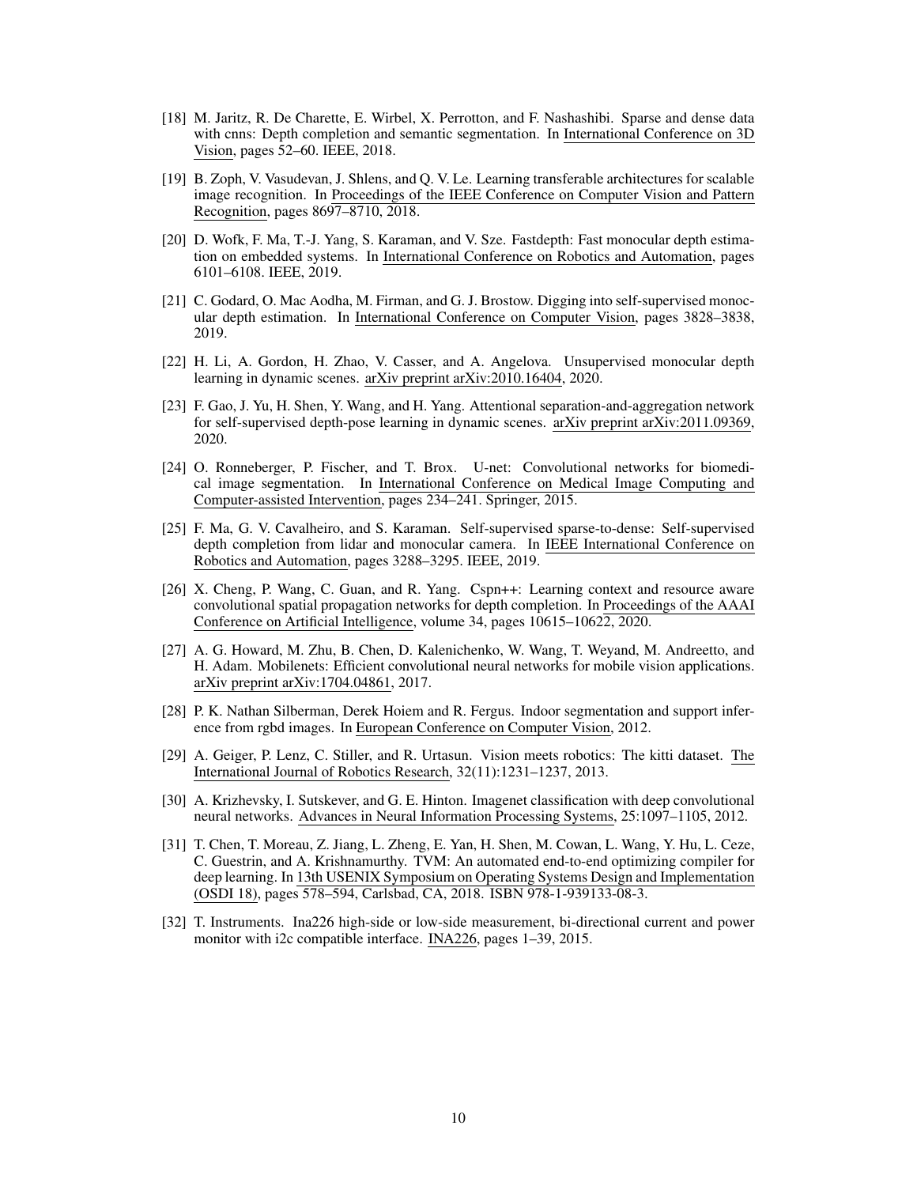[18] M. Jaritz, R. De Charette, E. Wirbel, X. Perrotton, and F. Nashashibi. Sparse and dense data with cnns: Depth completion and semantic segmentation. In International Conference on 3D Vision, pages 52–60. IEEE, 2018.

[19] B. Zoph, V. Vasudevan, J. Shlens, and Q. V. Le. Learning transferable architectures for scalable image recognition. In Proceedings of the IEEE Conference on Computer Vision and Pattern Recognition, pages 8697–8710, 2018.

[20] D. Wofk, F. Ma, T.-J. Yang, S. Karaman, and V. Sze. Fastdepth: Fast monocular depth estimation on embedded systems. In International Conference on Robotics and Automation, pages 6101–6108. IEEE, 2019.

[21] C. Godard, O. Mac Aodha, M. Firman, and G. J. Brostow. Digging into self-supervised monocular depth estimation. In International Conference on Computer Vision, pages 3828–3838, 2019.

[22] H. Li, A. Gordon, H. Zhao, V. Casser, and A. Angelova. Unsupervised monocular depth learning in dynamic scenes. arXiv preprint arXiv:2010.16404, 2020.

[23] F. Gao, J. Yu, H. Shen, Y. Wang, and H. Yang. Attentional separation-and-aggregation network for self-supervised depth-pose learning in dynamic scenes. arXiv preprint arXiv:2011.09369, 2020.

[24] O. Ronneberger, P. Fischer, and T. Brox. U-net: Convolutional networks for biomedical image segmentation. In International Conference on Medical Image Computing and Computer-assisted Intervention, pages 234–241. Springer, 2015.

[25] F. Ma, G. V. Cavalheiro, and S. Karaman. Self-supervised sparse-to-dense: Self-supervised depth completion from lidar and monocular camera. In IEEE International Conference on Robotics and Automation, pages 3288–3295. IEEE, 2019.

[26] X. Cheng, P. Wang, C. Guan, and R. Yang. Cspn++: Learning context and resource aware convolutional spatial propagation networks for depth completion. In Proceedings of the AAAI Conference on Artificial Intelligence, volume 34, pages 10615–10622, 2020.

[27] A. G. Howard, M. Zhu, B. Chen, D. Kalenichenko, W. Wang, T. Weyand, M. Andreetto, and H. Adam. Mobilenets: Efficient convolutional neural networks for mobile vision applications. arXiv preprint arXiv:1704.04861, 2017.

[28] P. K. Nathan Silberman, Derek Hoiem and R. Fergus. Indoor segmentation and support inference from rgbd images. In European Conference on Computer Vision, 2012.

[29] A. Geiger, P. Lenz, C. Stiller, and R. Urtasun. Vision meets robotics: The kitti dataset. The International Journal of Robotics Research, 32(11):1231–1237, 2013.

[30] A. Krizhevsky, I. Sutskever, and G. E. Hinton. Imagenet classification with deep convolutional neural networks. Advances in Neural Information Processing Systems, 25:1097–1105, 2012.

[31] T. Chen, T. Moreau, Z. Jiang, L. Zheng, E. Yan, H. Shen, M. Cowan, L. Wang, Y. Hu, L. Ceze, C. Guestrin, and A. Krishnamurthy. TVM: An automated end-to-end optimizing compiler for deep learning. In 13th USENIX Symposium on Operating Systems Design and Implementation (OSDI 18), pages 578–594, Carlsbad, CA, 2018. ISBN 978-1-939133-08-3.

[32] T. Instruments. Ina226 high-side or low-side measurement, bi-directional current and power monitor with i2c compatible interface. INA226, pages 1–39, 2015.